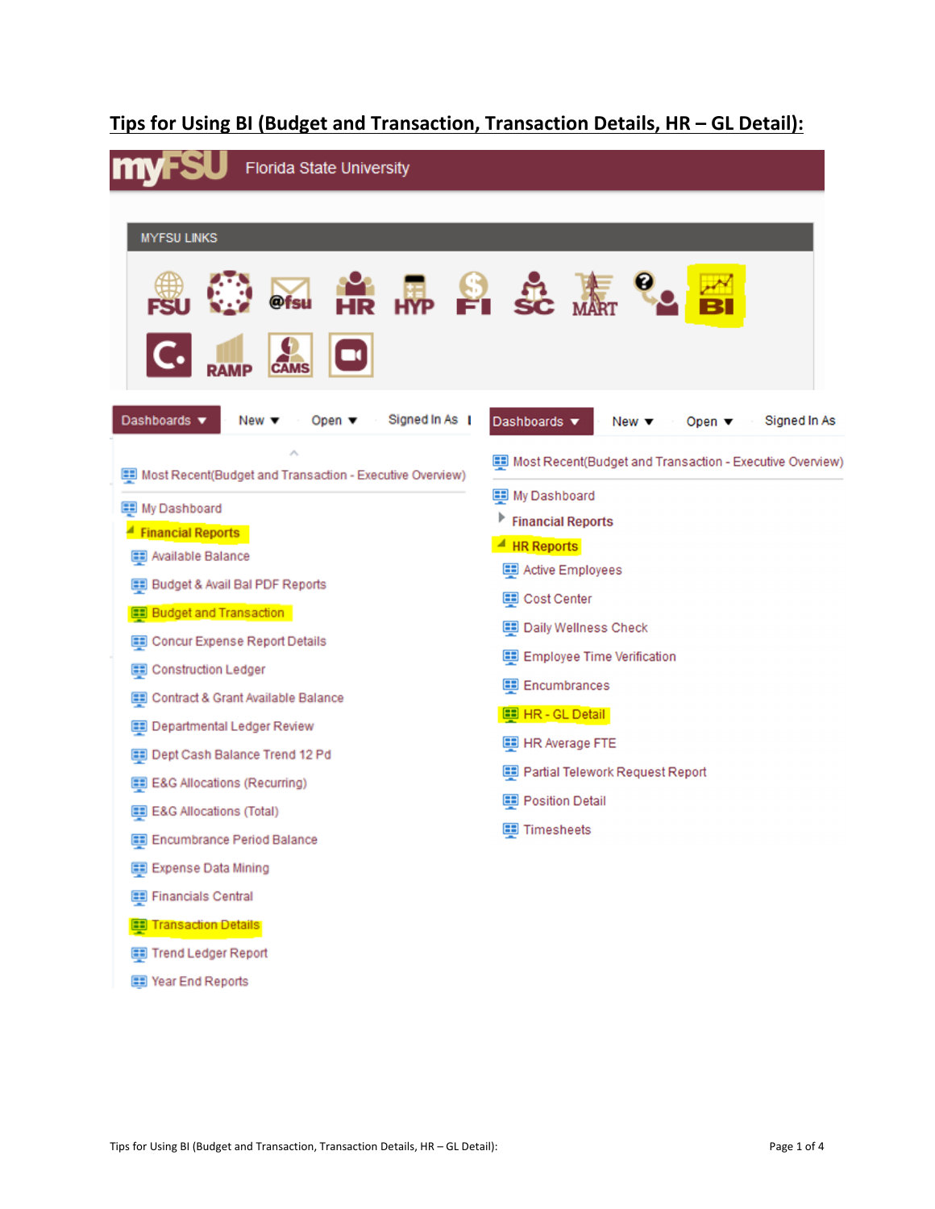## Tips for Using BI (Budget and Transaction, Transaction Details, HR – GL Detail):

myFSU Florida State University

MYFSU LINKS

FSU @fsu HR HYP FI SC MART BI

RAMP CAMS

Dashboards ▼ New ▼ Open ▼ Signed In As

- Most Recent(Budget and Transaction - Executive Overview)
- My Dashboard
- Financial Reports
  - Available Balance
  - Budget & Avail Bal PDF Reports
  - Budget and Transaction
  - Concur Expense Report Details
  - Construction Ledger
  - Contract & Grant Available Balance
  - Departmental Ledger Review
  - Dept Cash Balance Trend 12 Pd
  - E&G Allocations (Recurring)
  - E&G Allocations (Total)
  - Encumbrance Period Balance
  - Expense Data Mining
  - Financials Central
  - Transaction Details
  - Trend Ledger Report
  - Year End Reports

Dashboards ▼ New ▼ Open ▼ Signed In As

- Most Recent(Budget and Transaction - Executive Overview)
- My Dashboard
- Financial Reports
- HR Reports
  - Active Employees
  - Cost Center
  - Daily Wellness Check
  - Employee Time Verification
  - Encumbrances
  - HR - GL Detail
  - HR Average FTE
  - Partial Telework Request Report
  - Position Detail
  - Timesheets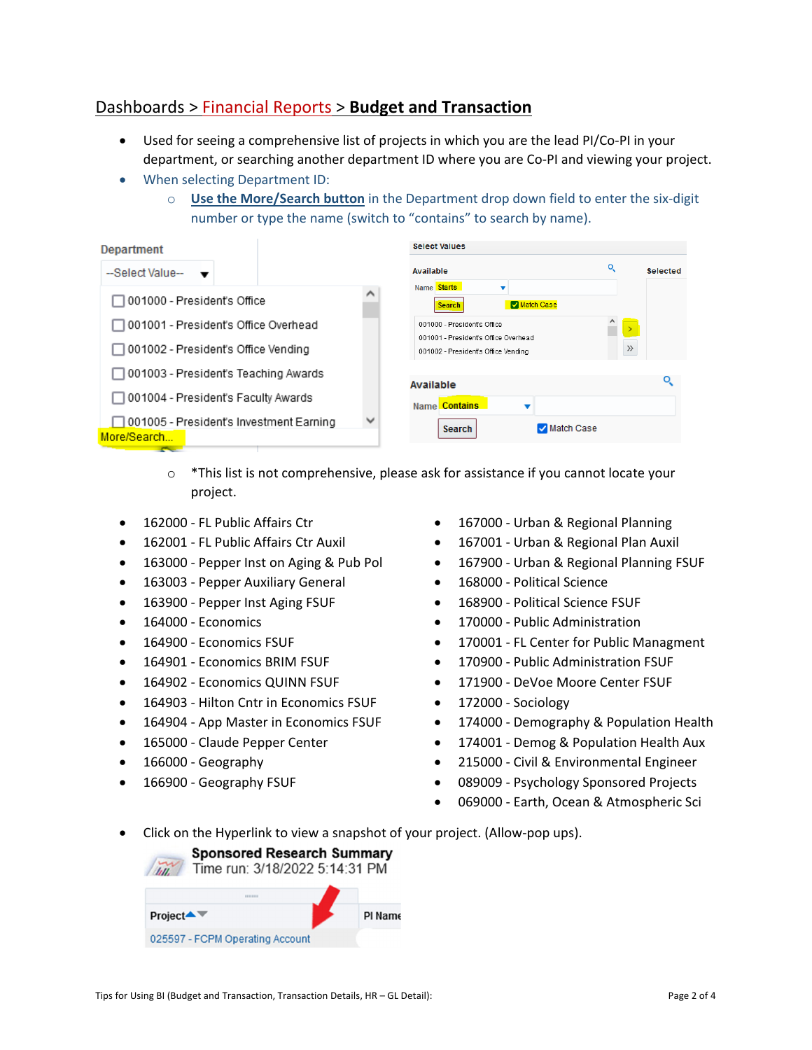## Dashboards > Financial Reports > **Budget and Transaction**

- Used for seeing a comprehensive list of projects in which you are the lead PI/Co-PI in your department, or searching another department ID where you are Co-PI and viewing your project.
- When selecting Department ID:
  - Use the More/Search button in the Department drop down field to enter the six-digit number or type the name (switch to "contains" to search by name).
  - *This list is not comprehensive, please ask for assistance if you cannot locate your project.

- 162000 - FL Public Affairs Ctr
- 162001 - FL Public Affairs Ctr Auxil
- 163000 - Pepper Inst on Aging & Pub Pol
- 163003 - Pepper Auxiliary General
- 163900 - Pepper Inst Aging FSUF
- 164000 - Economics
- 164900 - Economics FSUF
- 164901 - Economics BRIM FSUF
- 164902 - Economics QUINN FSUF
- 164903 - Hilton Cntr in Economics FSUF
- 164904 - App Master in Economics FSUF
- 165000 - Claude Pepper Center
- 166000 - Geography
- 166900 - Geography FSUF
- 167000 - Urban & Regional Planning
- 167001 - Urban & Regional Plan Auxil
- 167900 - Urban & Regional Planning FSUF
- 168000 - Political Science
- 168900 - Political Science FSUF
- 170000 - Public Administration
- 170001 - FL Center for Public Managment
- 170900 - Public Administration FSUF
- 171900 - DeVoe Moore Center FSUF
- 172000 - Sociology
- 174000 - Demography & Population Health
- 174001 - Demog & Population Health Aux
- 215000 - Civil & Environmental Engineer
- 089009 - Psychology Sponsored Projects
- 069000 - Earth, Ocean & Atmospheric Sci

- Click on the Hyperlink to view a snapshot of your project. (Allow-pop ups).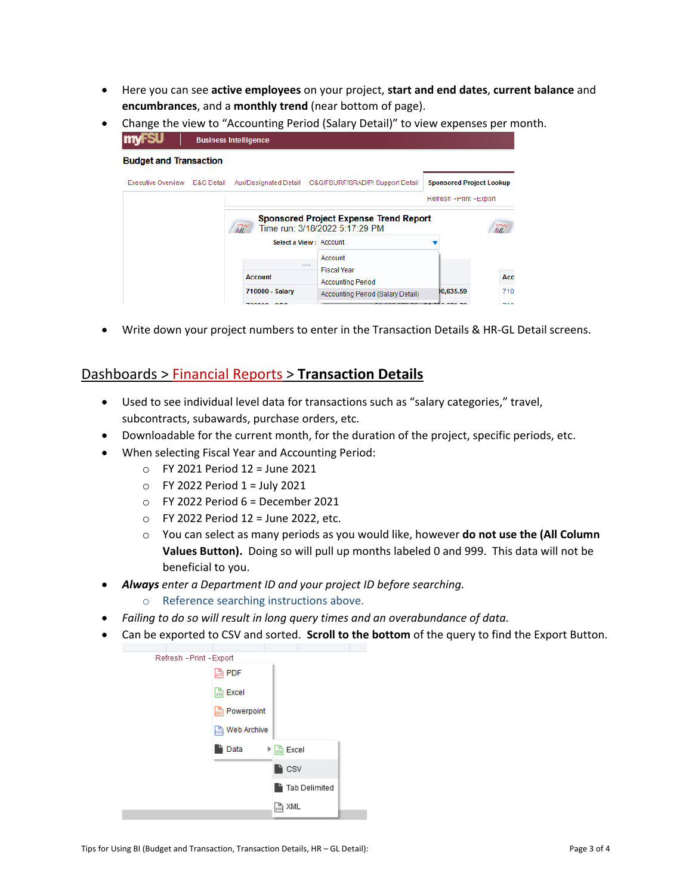- Here you can see **active employees** on your project, **start and end dates**, **current balance** and **encumbrances**, and a **monthly trend** (near bottom of page).
- Change the view to "Accounting Period (Salary Detail)" to view expenses per month.

- Write down your project numbers to enter in the Transaction Details & HR-GL Detail screens.

## Dashboards > Financial Reports > **Transaction Details**

- Used to see individual level data for transactions such as "salary categories," travel, subcontracts, subawards, purchase orders, etc.
- Downloadable for the current month, for the duration of the project, specific periods, etc.
- When selecting Fiscal Year and Accounting Period:
  - FY 2021 Period 12 = June 2021
  - FY 2022 Period 1 = July 2021
  - FY 2022 Period 6 = December 2021
  - FY 2022 Period 12 = June 2022, etc.
  - You can select as many periods as you would like, however **do not use the (All Column Values Button).** Doing so will pull up months labeled 0 and 999. This data will not be beneficial to you.
- ***Always*** *enter a Department ID and your project ID before searching.*
  - Reference searching instructions above.
- *Failing to do so will result in long query times and an overabundance of data.*
- Can be exported to CSV and sorted. **Scroll to the bottom** of the query to find the Export Button.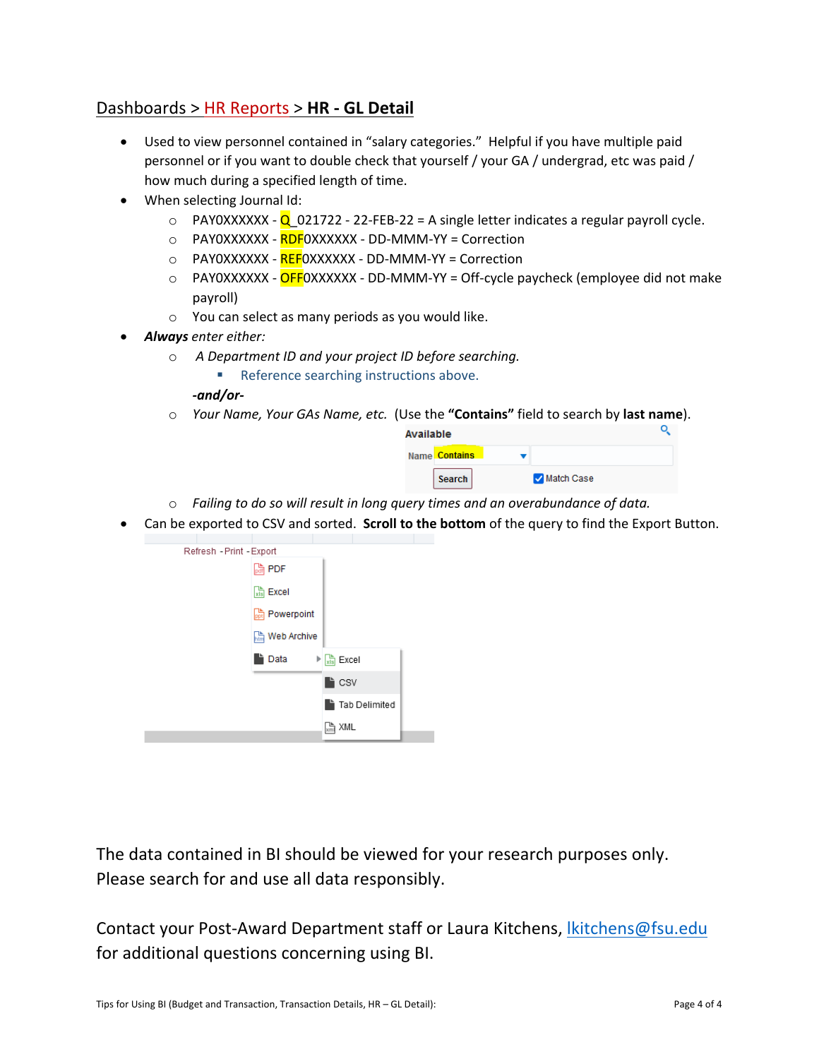## Dashboards > HR Reports > **HR - GL Detail**

- Used to view personnel contained in "salary categories." Helpful if you have multiple paid personnel or if you want to double check that yourself / your GA / undergrad, etc was paid / how much during a specified length of time.
- When selecting Journal Id:
  - PAY0XXXXXX - Q_021722 - 22-FEB-22 = A single letter indicates a regular payroll cycle.
  - PAY0XXXXXX - RDF0XXXXXX - DD-MMM-YY = Correction
  - PAY0XXXXXX - REF0XXXXXX - DD-MMM-YY = Correction
  - PAY0XXXXXX - OFF0XXXXXX - DD-MMM-YY = Off-cycle paycheck (employee did not make payroll)
  - You can select as many periods as you would like.
- ***Always** enter either:*
  - *A Department ID and your project ID before searching.*
    - Reference searching instructions above.

    ***-and/or-***
  - *Your Name, Your GAs Name, etc.* (Use the **"Contains"** field to search by **last name**).

    Available

    Name Contains

    Search

    Match Case
  - *Failing to do so will result in long query times and an overabundance of data.*
- Can be exported to CSV and sorted. **Scroll to the bottom** of the query to find the Export Button.

  Refresh - Print - Export

  PDF

  Excel

  Powerpoint

  Web Archive

  Data

  Excel

  CSV

  Tab Delimited

  XML

The data contained in BI should be viewed for your research purposes only. Please search for and use all data responsibly.

Contact your Post-Award Department staff or Laura Kitchens, lkitchens@fsu.edu for additional questions concerning using BI.